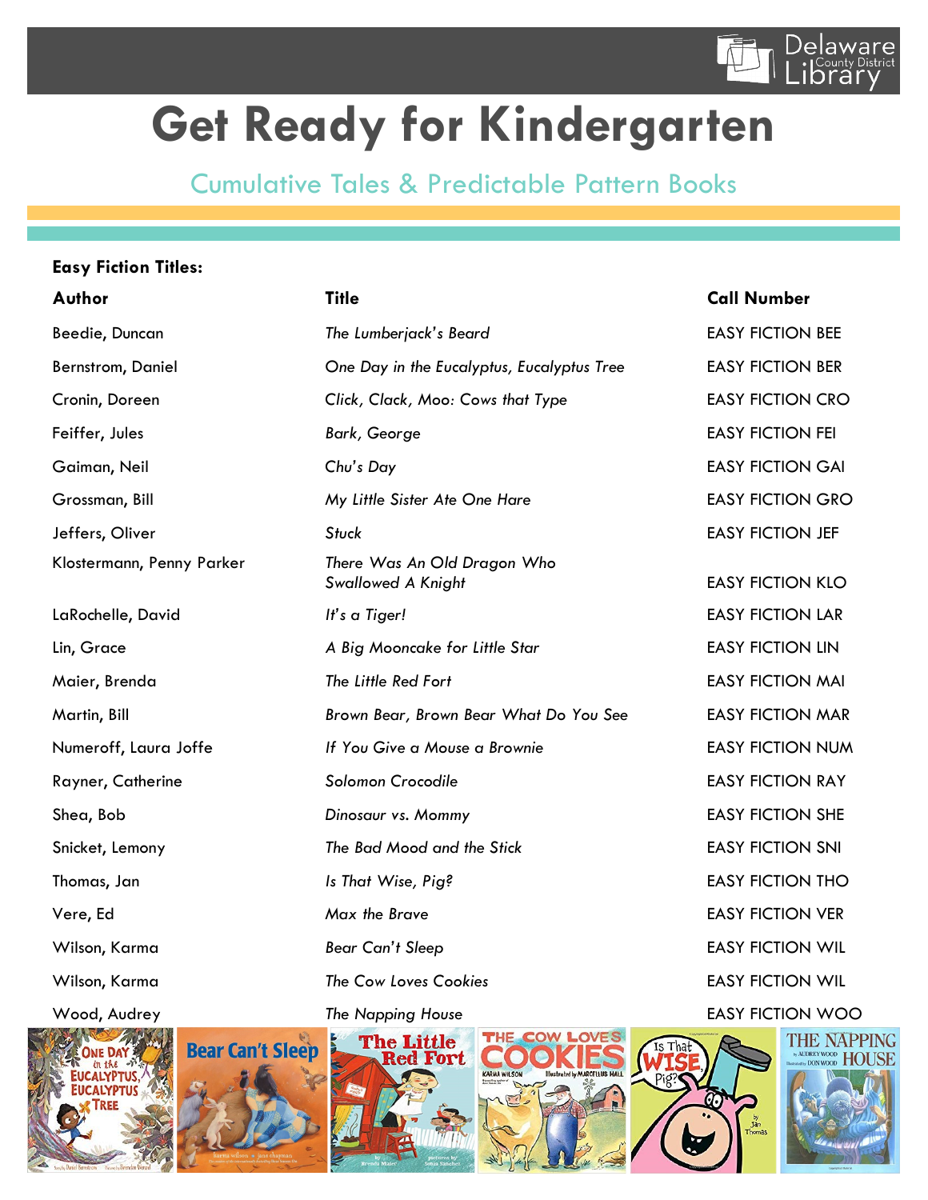# Get Ready for Kindergarten

## Cumulative Tales & Predictable Pattern Books

**Easy Fiction Titles:**

| **Author** | **Title** | **Call Number** |
|---|---|---|
| Beedie, Duncan | *The Lumberjack's Beard* | EASY FICTION BEE |
| Bernstrom, Daniel | *One Day in the Eucalyptus, Eucalyptus Tree* | EASY FICTION BER |
| Cronin, Doreen | *Click, Clack, Moo: Cows that Type* | EASY FICTION CRO |
| Feiffer, Jules | *Bark, George* | EASY FICTION FEI |
| Gaiman, Neil | *Chu's Day* | EASY FICTION GAI |
| Grossman, Bill | *My Little Sister Ate One Hare* | EASY FICTION GRO |
| Jeffers, Oliver | *Stuck* | EASY FICTION JEF |
| Klostermann, Penny Parker | *There Was An Old Dragon Who Swallowed A Knight* | EASY FICTION KLO |
| LaRochelle, David | *It's a Tiger!* | EASY FICTION LAR |
| Lin, Grace | *A Big Mooncake for Little Star* | EASY FICTION LIN |
| Maier, Brenda | *The Little Red Fort* | EASY FICTION MAI |
| Martin, Bill | *Brown Bear, Brown Bear What Do You See* | EASY FICTION MAR |
| Numeroff, Laura Joffe | *If You Give a Mouse a Brownie* | EASY FICTION NUM |
| Rayner, Catherine | *Solomon Crocodile* | EASY FICTION RAY |
| Shea, Bob | *Dinosaur vs. Mommy* | EASY FICTION SHE |
| Snicket, Lemony | *The Bad Mood and the Stick* | EASY FICTION SNI |
| Thomas, Jan | *Is That Wise, Pig?* | EASY FICTION THO |
| Vere, Ed | *Max the Brave* | EASY FICTION VER |
| Wilson, Karma | *Bear Can't Sleep* | EASY FICTION WIL |
| Wilson, Karma | *The Cow Loves Cookies* | EASY FICTION WIL |
| Wood, Audrey | *The Napping House* | EASY FICTION WOO |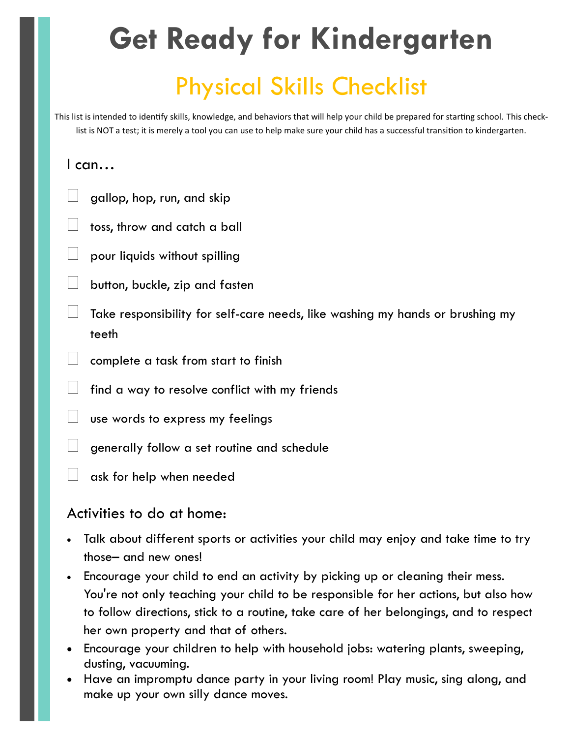# Get Ready for Kindergarten

## Physical Skills Checklist

This list is intended to identify skills, knowledge, and behaviors that will help your child be prepared for starting school. This checklist is NOT a test; it is merely a tool you can use to help make sure your child has a successful transition to kindergarten.

I can…

- [ ] gallop, hop, run, and skip
- [ ] toss, throw and catch a ball
- [ ] pour liquids without spilling
- [ ] button, buckle, zip and fasten
- [ ] Take responsibility for self-care needs, like washing my hands or brushing my teeth
- [ ] complete a task from start to finish
- [ ] find a way to resolve conflict with my friends
- [ ] use words to express my feelings
- [ ] generally follow a set routine and schedule
- [ ] ask for help when needed

Activities to do at home:

- Talk about different sports or activities your child may enjoy and take time to try those– and new ones!
- Encourage your child to end an activity by picking up or cleaning their mess. You're not only teaching your child to be responsible for her actions, but also how to follow directions, stick to a routine, take care of her belongings, and to respect her own property and that of others.
- Encourage your children to help with household jobs: watering plants, sweeping, dusting, vacuuming.
- Have an impromptu dance party in your living room! Play music, sing along, and make up your own silly dance moves.